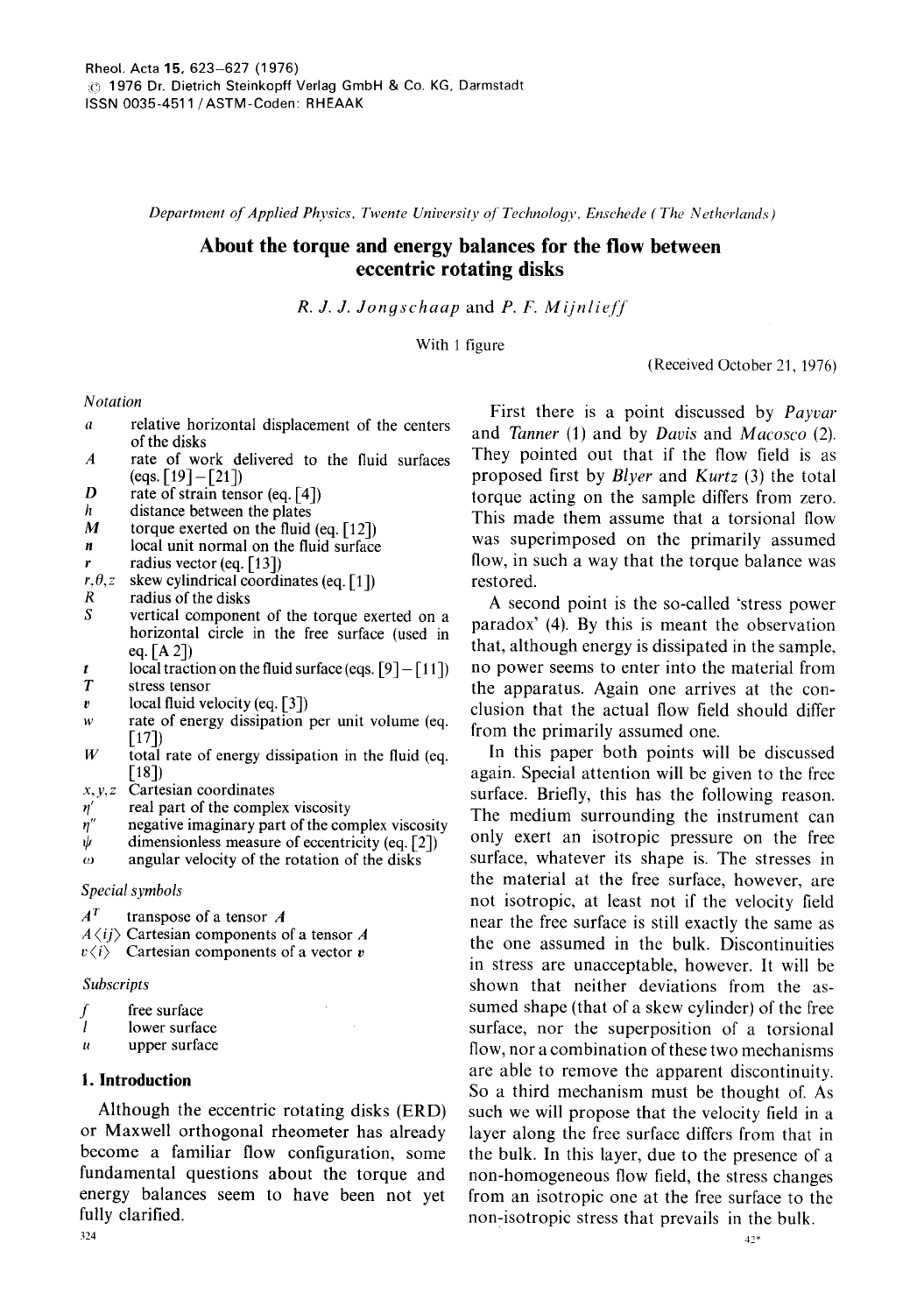Rheol. Acta **15**, 623–627 (1976)
© 1976 Dr. Dietrich Steinkopff Verlag GmbH & Co. KG, Darmstadt
ISSN 0035-4511 / ASTM-Coden: RHEAAK

*Department of Applied Physics, Twente University of Technology, Enschede (The Netherlands)*

# About the torque and energy balances for the flow between eccentric rotating disks

*R. J. J. Jongschaap* and *P. F. Mijnlieff*

With 1 figure

(Received October 21, 1976)

### *Notation*

- $a$ relative horizontal displacement of the centers of the disks
- $A$ rate of work delivered to the fluid surfaces (eqs. [19]–[21])
- $D$ rate of strain tensor (eq. [4])
- $h$ distance between the plates
- $M$ torque exerted on the fluid (eq. [12])
- $n$ local unit normal on the fluid surface
- $r$ radius vector (eq. [13])
- $r, \theta, z$ skew cylindrical coordinates (eq. [1])
- $R$ radius of the disks
- $S$ vertical component of the torque exerted on a horizontal circle in the free surface (used in eq. [A 2])
- $t$ local traction on the fluid surface (eqs. [9]–[11])
- $T$ stress tensor
- $v$ local fluid velocity (eq. [3])
- $w$ rate of energy dissipation per unit volume (eq. [17])
- $W$ total rate of energy dissipation in the fluid (eq. [18])
- $x, y, z$ Cartesian coordinates
- $\eta'$ real part of the complex viscosity
- $\eta''$ negative imaginary part of the complex viscosity
- $\psi$ dimensionless measure of eccentricity (eq. [2])
- $\omega$ angular velocity of the rotation of the disks

### *Special symbols*

- $A^T$ transpose of a tensor $A$
- $A\langle ij\rangle$ Cartesian components of a tensor $A$
- $v\langle i\rangle$ Cartesian components of a vector $v$

### *Subscripts*

- $f$ free surface
- $l$ lower surface
- $u$ upper surface

## 1. Introduction

Although the eccentric rotating disks (ERD) or Maxwell orthogonal rheometer has already become a familiar flow configuration, some fundamental questions about the torque and energy balances seem to have been not yet fully clarified.

First there is a point discussed by *Payvar* and *Tanner* (1) and by *Davis* and *Macosco* (2). They pointed out that if the flow field is as proposed first by *Blyer* and *Kurtz* (3) the total torque acting on the sample differs from zero. This made them assume that a torsional flow was superimposed on the primarily assumed flow, in such a way that the torque balance was restored.

A second point is the so-called 'stress power paradox' (4). By this is meant the observation that, although energy is dissipated in the sample, no power seems to enter into the material from the apparatus. Again one arrives at the conclusion that the actual flow field should differ from the primarily assumed one.

In this paper both points will be discussed again. Special attention will be given to the free surface. Briefly, this has the following reason. The medium surrounding the instrument can only exert an isotropic pressure on the free surface, whatever its shape is. The stresses in the material at the free surface, however, are not isotropic, at least not if the velocity field near the free surface is still exactly the same as the one assumed in the bulk. Discontinuities in stress are unacceptable, however. It will be shown that neither deviations from the assumed shape (that of a skew cylinder) of the free surface, nor the superposition of a torsional flow, nor a combination of these two mechanisms are able to remove the apparent discontinuity. So a third mechanism must be thought of. As such we will propose that the velocity field in a layer along the free surface differs from that in the bulk. In this layer, due to the presence of a non-homogeneous flow field, the stress changes from an isotropic one at the free surface to the non-isotropic stress that prevails in the bulk.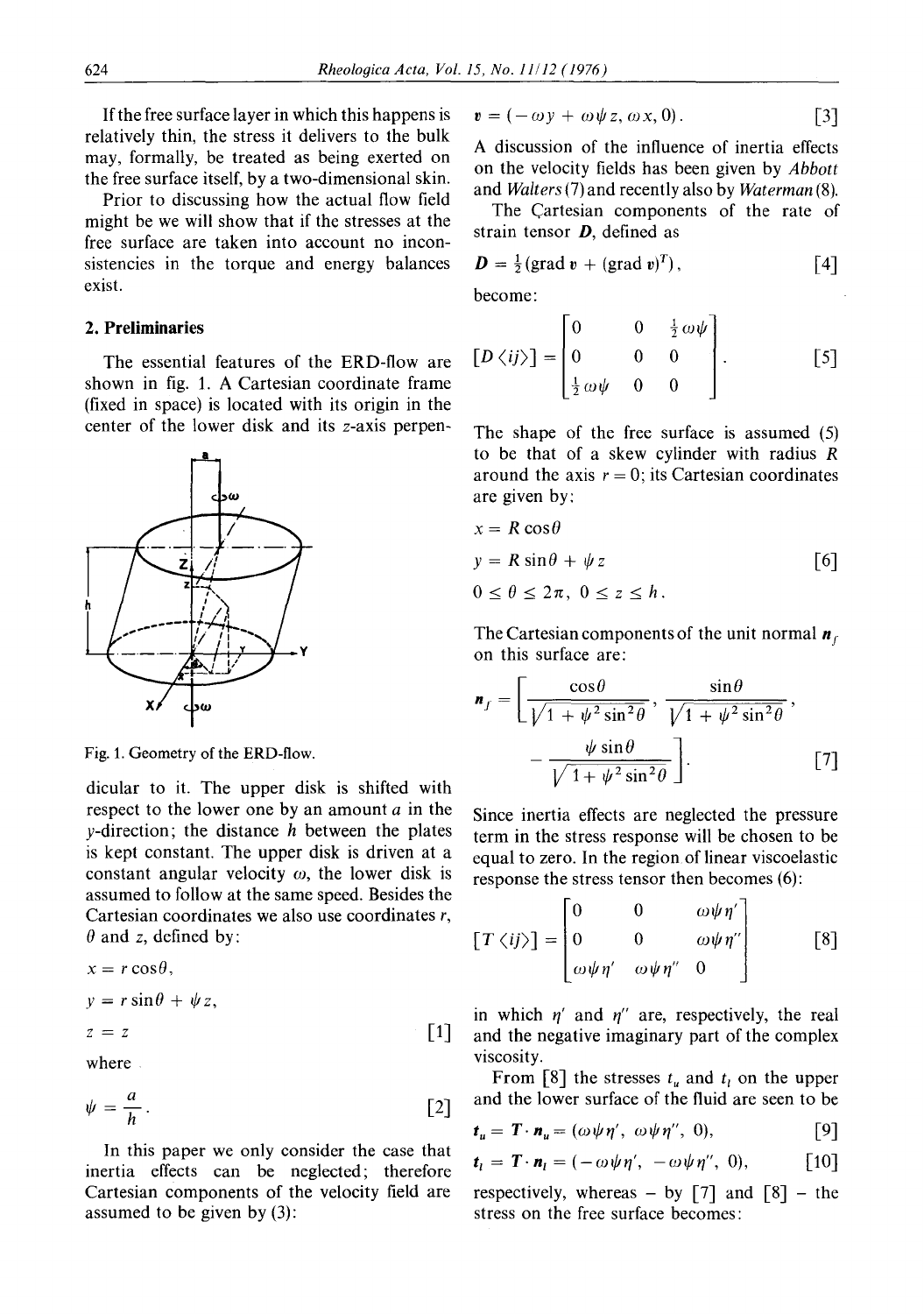If the free surface layer in which this happens is relatively thin, the stress it delivers to the bulk may, formally, be treated as being exerted on the free surface itself, by a two-dimensional skin.

Prior to discussing how the actual flow field might be we will show that if the stresses at the free surface are taken into account no inconsistencies in the torque and energy balances exist.

## 2. Preliminaries

The essential features of the ERD-flow are shown in fig. 1. A Cartesian coordinate frame (fixed in space) is located with its origin in the center of the lower disk and its $z$-axis perpendicular to it. The upper disk is shifted with respect to the lower one by an amount $a$ in the $y$-direction; the distance $h$ between the plates is kept constant. The upper disk is driven at a constant angular velocity $\omega$, the lower disk is assumed to follow at the same speed. Besides the Cartesian coordinates we also use coordinates $r$, $\theta$ and $z$, defined by:

$$x = r\cos\theta,$$

$$y = r\sin\theta + \psi z,$$

$$z = z \qquad [1]$$

where

$$\psi = \frac{a}{h}. \qquad [2]$$

Fig. 1. Geometry of the ERD-flow.

In this paper we only consider the case that inertia effects can be neglected; therefore Cartesian components of the velocity field are assumed to be given by (3):

$$\boldsymbol{v} = (-\omega y + \omega\psi z, \omega x, 0). \qquad [3]$$

A discussion of the influence of inertia effects on the velocity fields has been given by *Abbott* and *Walters* (7) and recently also by *Waterman* (8).

The Cartesian components of the rate of strain tensor $\boldsymbol{D}$, defined as

$$\boldsymbol{D} = \tfrac{1}{2}(\operatorname{grad}\boldsymbol{v} + (\operatorname{grad}\boldsymbol{v})^T), \qquad [4]$$

become:

$$[D\langle ij\rangle] = \begin{bmatrix} 0 & 0 & \frac{1}{2}\omega\psi \\ 0 & 0 & 0 \\ \frac{1}{2}\omega\psi & 0 & 0 \end{bmatrix}. \qquad [5]$$

The shape of the free surface is assumed (5) to be that of a skew cylinder with radius $R$ around the axis $r = 0$; its Cartesian coordinates are given by:

$$x = R\cos\theta$$

$$y = R\sin\theta + \psi z \qquad [6]$$

$$0 \le \theta \le 2\pi,\; 0 \le z \le h.$$

The Cartesian components of the unit normal $\boldsymbol{n}_f$ on this surface are:

$$\boldsymbol{n}_f = \left[\frac{\cos\theta}{\sqrt{1+\psi^2\sin^2\theta}}, \frac{\sin\theta}{\sqrt{1+\psi^2\sin^2\theta}}, -\frac{\psi\sin\theta}{\sqrt{1+\psi^2\sin^2\theta}}\right]. \qquad [7]$$

Since inertia effects are neglected the pressure term in the stress response will be chosen to be equal to zero. In the region of linear viscoelastic response the stress tensor then becomes (6):

$$[T\langle ij\rangle] = \begin{bmatrix} 0 & 0 & \omega\psi\eta' \\ 0 & 0 & \omega\psi\eta'' \\ \omega\psi\eta' & \omega\psi\eta'' & 0 \end{bmatrix} \qquad [8]$$

in which $\eta'$ and $\eta''$ are, respectively, the real and the negative imaginary part of the complex viscosity.

From [8] the stresses $t_u$ and $t_l$ on the upper and the lower surface of the fluid are seen to be

$$\boldsymbol{t}_u = \boldsymbol{T}\cdot\boldsymbol{n}_u = (\omega\psi\eta', \omega\psi\eta'', 0), \qquad [9]$$

$$\boldsymbol{t}_l = \boldsymbol{T}\cdot\boldsymbol{n}_l = (-\omega\psi\eta', -\omega\psi\eta'', 0), \qquad [10]$$

respectively, whereas – by [7] and [8] – the stress on the free surface becomes: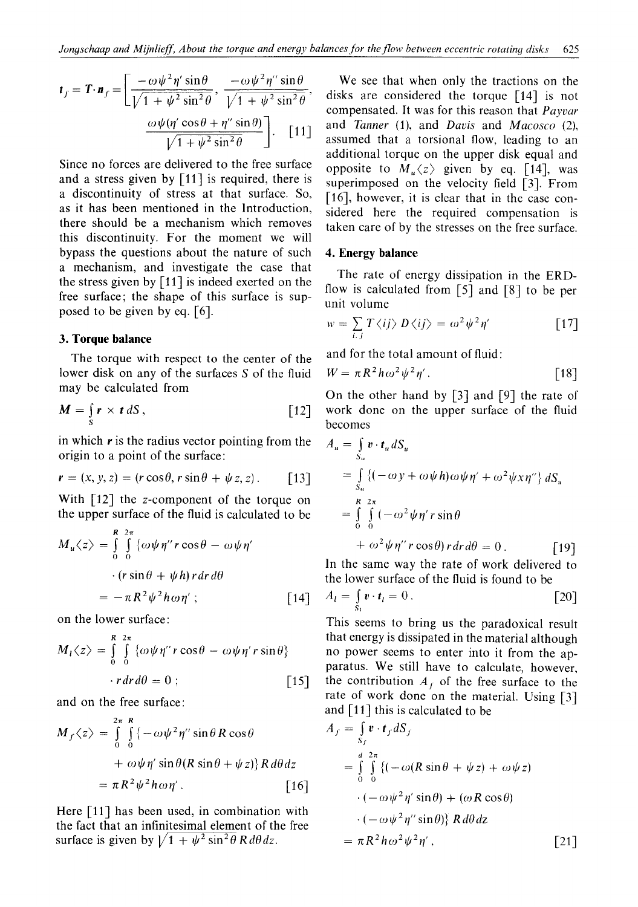$$t_f = T \cdot n_f = \left[ \frac{-\omega\psi^2\eta' \sin\theta}{\sqrt{1+\psi^2\sin^2\theta}}, \frac{-\omega\psi^2\eta'' \sin\theta}{\sqrt{1+\psi^2\sin^2\theta}}, \frac{\omega\psi(\eta'\cos\theta + \eta''\sin\theta)}{\sqrt{1+\psi^2\sin^2\theta}} \right]. \quad [11]$$

Since no forces are delivered to the free surface and a stress given by [11] is required, there is a discontinuity of stress at that surface. So, as it has been mentioned in the Introduction, there should be a mechanism which removes this discontinuity. For the moment we will bypass the questions about the nature of such a mechanism, and investigate the case that the stress given by [11] is indeed exerted on the free surface; the shape of this surface is supposed to be given by eq. [6].

## 3. Torque balance

The torque with respect to the center of the lower disk on any of the surfaces $S$ of the fluid may be calculated from

$$M = \int_S r \times t \, dS, \quad [12]$$

in which $r$ is the radius vector pointing from the origin to a point of the surface:

$$r = (x, y, z) = (r\cos\theta, r\sin\theta + \psi z, z). \quad [13]$$

With [12] the $z$-component of the torque on the upper surface of the fluid is calculated to be

$$M_u\langle z\rangle = \int_0^R \int_0^{2\pi} \{\omega\psi\eta'' r\cos\theta - \omega\psi\eta' \cdot (r\sin\theta + \psi h)\} r dr d\theta$$
$$= -\pi R^2 \psi^2 h\omega\eta'; \quad [14]$$

on the lower surface:

$$M_l\langle z\rangle = \int_0^R \int_0^{2\pi} \{\omega\psi\eta'' r\cos\theta - \omega\psi\eta' r\sin\theta\} \cdot r dr d\theta = 0; \quad [15]$$

and on the free surface:

$$M_f\langle z\rangle = \int_0^{2\pi} \int_0^R \{(-\omega\psi^2\eta''\sin\theta R\cos\theta + \omega\psi\eta'\sin\theta(R\sin\theta + \psi z)\} R d\theta dz$$
$$= \pi R^2 \psi^2 h\omega\eta'. \quad [16]$$

Here [11] has been used, in combination with the fact that an infinitesimal element of the free surface is given by $\sqrt{1+\psi^2\sin^2\theta}\, R d\theta dz$.

We see that when only the tractions on the disks are considered the torque [14] is not compensated. It was for this reason that *Payvar* and *Tanner* (1), and *Davis* and *Macosco* (2), assumed that a torsional flow, leading to an additional torque on the upper disk equal and opposite to $M_u\langle z\rangle$ given by eq. [14], was superimposed on the velocity field [3]. From [16], however, it is clear that in the case considered here the required compensation is taken care of by the stresses on the free surface.

## 4. Energy balance

The rate of energy dissipation in the ERD-flow is calculated from [5] and [8] to be per unit volume

$$w = \sum_{i,j} T\langle ij\rangle D\langle ij\rangle = \omega^2\psi^2\eta' \quad [17]$$

and for the total amount of fluid:

$$W = \pi R^2 h\omega^2\psi^2\eta'. \quad [18]$$

On the other hand by [3] and [9] the rate of work done on the upper surface of the fluid becomes

$$A_u = \int_{S_u} v \cdot t_u dS_u$$
$$= \int_{S_u} \{(-\omega y + \omega\psi h)\omega\psi\eta' + \omega^2\psi x\eta''\} dS_u$$
$$= \int_0^R \int_0^{2\pi} (-\omega^2\psi\eta' r\sin\theta + \omega^2\psi\eta'' r\cos\theta) r dr d\theta = 0. \quad [19]$$

In the same way the rate of work delivered to the lower surface of the fluid is found to be

$$A_l = \int_{S_l} v \cdot t_l = 0. \quad [20]$$

This seems to bring us the paradoxical result that energy is dissipated in the material although no power seems to enter into it from the apparatus. We still have to calculate, however, the contribution $A_f$ of the free surface to the rate of work done on the material. Using [3] and [11] this is calculated to be

$$A_f = \int_{S_f} v \cdot t_f dS_f$$
$$= \int_0^d \int_0^{2\pi} \{(-\omega(R\sin\theta + \psi z) + \omega\psi z) \cdot (-\omega\psi^2\eta'\sin\theta) + (\omega R\cos\theta) \cdot (-\omega\psi^2\eta''\sin\theta)\} R d\theta dz$$
$$= \pi R^2 h\omega^2\psi^2\eta', \quad [21]$$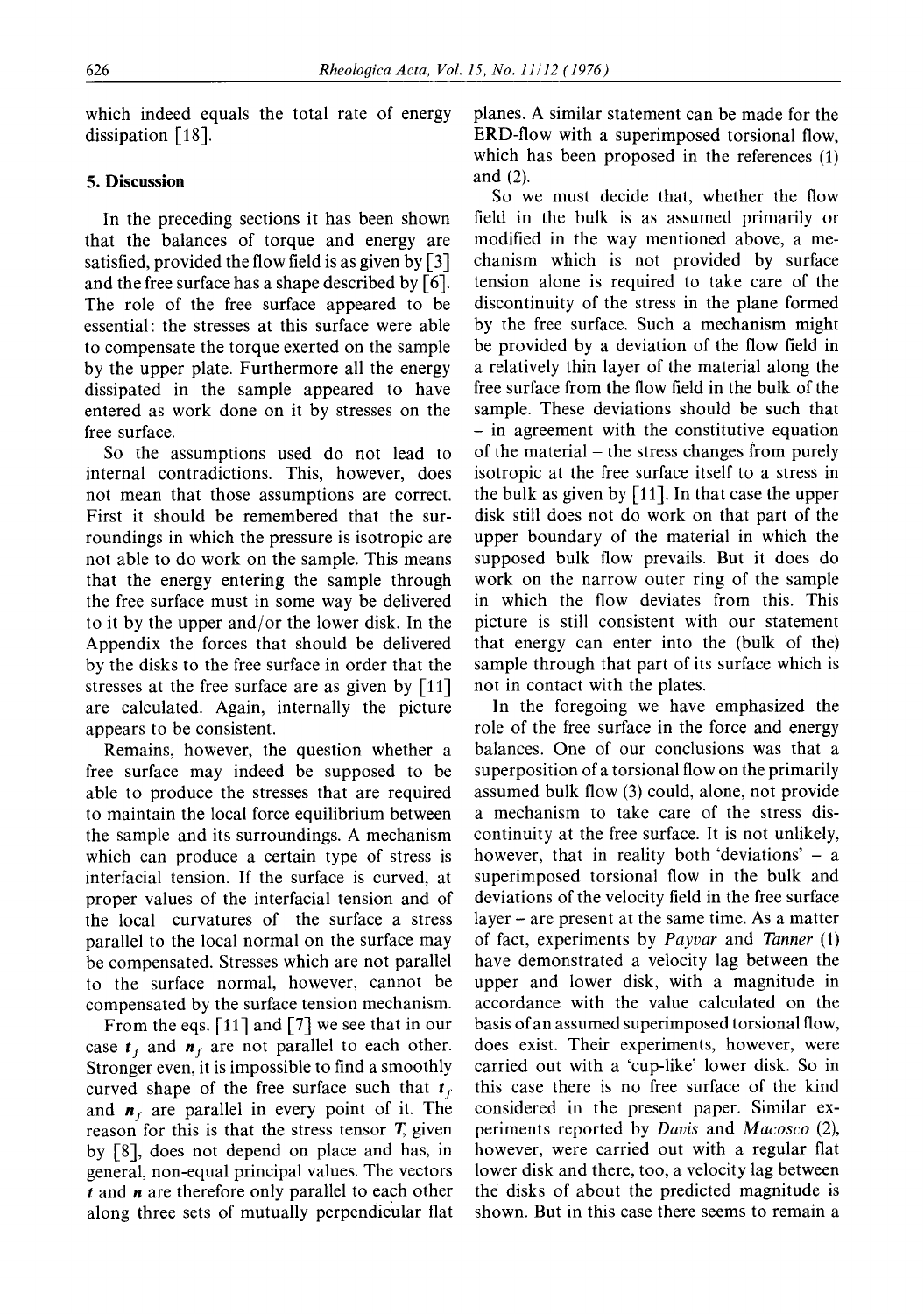which indeed equals the total rate of energy dissipation [18].

## 5. Discussion

In the preceding sections it has been shown that the balances of torque and energy are satisfied, provided the flow field is as given by [3] and the free surface has a shape described by [6]. The role of the free surface appeared to be essential: the stresses at this surface were able to compensate the torque exerted on the sample by the upper plate. Furthermore all the energy dissipated in the sample appeared to have entered as work done on it by stresses on the free surface.

So the assumptions used do not lead to internal contradictions. This, however, does not mean that those assumptions are correct. First it should be remembered that the surroundings in which the pressure is isotropic are not able to do work on the sample. This means that the energy entering the sample through the free surface must in some way be delivered to it by the upper and/or the lower disk. In the Appendix the forces that should be delivered by the disks to the free surface in order that the stresses at the free surface are as given by [11] are calculated. Again, internally the picture appears to be consistent.

Remains, however, the question whether a free surface may indeed be supposed to be able to produce the stresses that are required to maintain the local force equilibrium between the sample and its surroundings. A mechanism which can produce a certain type of stress is interfacial tension. If the surface is curved, at proper values of the interfacial tension and of the local curvatures of the surface a stress parallel to the local normal on the surface may be compensated. Stresses which are not parallel to the surface normal, however, cannot be compensated by the surface tension mechanism.

From the eqs. [11] and [7] we see that in our case $\boldsymbol{t}_f$ and $\boldsymbol{n}_f$ are not parallel to each other. Stronger even, it is impossible to find a smoothly curved shape of the free surface such that $\boldsymbol{t}_f$ and $\boldsymbol{n}_f$ are parallel in every point of it. The reason for this is that the stress tensor $\boldsymbol{T}$, given by [8], does not depend on place and has, in general, non-equal principal values. The vectors $\boldsymbol{t}$ and $\boldsymbol{n}$ are therefore only parallel to each other along three sets of mutually perpendicular flat planes. A similar statement can be made for the ERD-flow with a superimposed torsional flow, which has been proposed in the references (1) and (2).

So we must decide that, whether the flow field in the bulk is as assumed primarily or modified in the way mentioned above, a mechanism which is not provided by surface tension alone is required to take care of the discontinuity of the stress in the plane formed by the free surface. Such a mechanism might be provided by a deviation of the flow field in a relatively thin layer of the material along the free surface from the flow field in the bulk of the sample. These deviations should be such that – in agreement with the constitutive equation of the material – the stress changes from purely isotropic at the free surface itself to a stress in the bulk as given by [11]. In that case the upper disk still does not do work on that part of the upper boundary of the material in which the supposed bulk flow prevails. But it does do work on the narrow outer ring of the sample in which the flow deviates from this. This picture is still consistent with our statement that energy can enter into the (bulk of the) sample through that part of its surface which is not in contact with the plates.

In the foregoing we have emphasized the role of the free surface in the force and energy balances. One of our conclusions was that a superposition of a torsional flow on the primarily assumed bulk flow (3) could, alone, not provide a mechanism to take care of the stress discontinuity at the free surface. It is not unlikely, however, that in reality both 'deviations' – a superimposed torsional flow in the bulk and deviations of the velocity field in the free surface layer – are present at the same time. As a matter of fact, experiments by *Payvar* and *Tanner* (1) have demonstrated a velocity lag between the upper and lower disk, with a magnitude in accordance with the value calculated on the basis of an assumed superimposed torsional flow, does exist. Their experiments, however, were carried out with a 'cup-like' lower disk. So in this case there is no free surface of the kind considered in the present paper. Similar experiments reported by *Davis* and *Macosco* (2), however, were carried out with a regular flat lower disk and there, too, a velocity lag between the disks of about the predicted magnitude is shown. But in this case there seems to remain a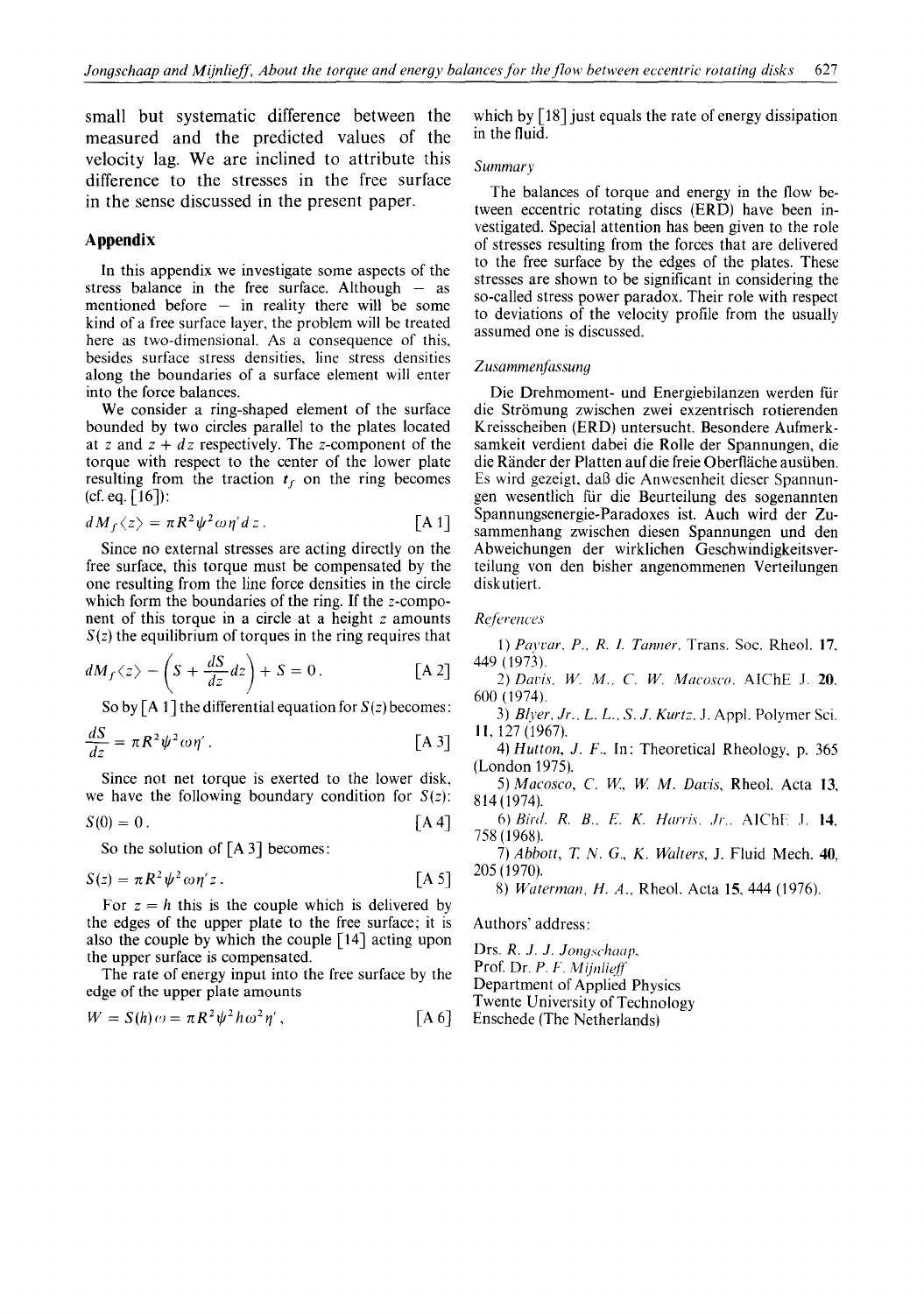small but systematic difference between the measured and the predicted values of the velocity lag. We are inclined to attribute this difference to the stresses in the free surface in the sense discussed in the present paper.

## Appendix

In this appendix we investigate some aspects of the stress balance in the free surface. Although – as mentioned before – in reality there will be some kind of a free surface layer, the problem will be treated here as two-dimensional. As a consequence of this, besides surface stress densities, line stress densities along the boundaries of a surface element will enter into the force balances.

We consider a ring-shaped element of the surface bounded by two circles parallel to the plates located at $z$ and $z + dz$ respectively. The $z$-component of the torque with respect to the center of the lower plate resulting from the traction $t_f$ on the ring becomes (cf. eq. [16]):

$$dM_f\langle z\rangle = \pi R^2 \psi^2 \omega \eta' dz. \qquad \text{[A 1]}$$

Since no external stresses are acting directly on the free surface, this torque must be compensated by the one resulting from the line force densities in the circle which form the boundaries of the ring. If the $z$-component of this torque in a circle at a height $z$ amounts $S(z)$ the equilibrium of torques in the ring requires that

$$dM_f\langle z\rangle - \left(S + \frac{dS}{dz}dz\right) + S = 0. \qquad \text{[A 2]}$$

So by [A 1] the differential equation for $S(z)$ becomes:

$$\frac{dS}{dz} = \pi R^2 \psi^2 \omega \eta'. \qquad \text{[A 3]}$$

Since not net torque is exerted to the lower disk, we have the following boundary condition for $S(z)$:

$$S(0) = 0. \qquad \text{[A 4]}$$

So the solution of [A 3] becomes:

$$S(z) = \pi R^2 \psi^2 \omega \eta' z. \qquad \text{[A 5]}$$

For $z = h$ this is the couple which is delivered by the edges of the upper plate to the free surface; it is also the couple by which the couple [14] acting upon the upper surface is compensated.

The rate of energy input into the free surface by the edge of the upper plate amounts

$$W = S(h)\omega = \pi R^2 \psi^2 h \omega^2 \eta', \qquad \text{[A 6]}$$

which by [18] just equals the rate of energy dissipation in the fluid.

### Summary

The balances of torque and energy in the flow between eccentric rotating discs (ERD) have been investigated. Special attention has been given to the role of stresses resulting from the forces that are delivered to the free surface by the edges of the plates. These stresses are shown to be significant in considering the so-called stress power paradox. Their role with respect to deviations of the velocity profile from the usually assumed one is discussed.

### Zusammenfassung

Die Drehmoment- und Energiebilanzen werden für die Strömung zwischen zwei exzentrisch rotierenden Kreisscheiben (ERD) untersucht. Besondere Aufmerksamkeit verdient dabei die Rolle der Spannungen, die die Ränder der Platten auf die freie Oberfläche ausüben. Es wird gezeigt, daß die Anwesenheit dieser Spannungen wesentlich für die Beurteilung des sogenannten Spannungsenergie-Paradoxes ist. Auch wird der Zusammenhang zwischen diesen Spannungen und den Abweichungen der wirklichen Geschwindigkeitsverteilung von den bisher angenommenen Verteilungen diskutiert.

### References

1) *Payvar, P., R. I. Tanner*, Trans. Soc. Rheol. **17**, 449 (1973).
2) *Davis, W. M., C. W. Macosco*, AIChE J. **20**, 600 (1974).
3) *Blyer, Jr., L. L., S. J. Kurtz*, J. Appl. Polymer Sci. **11**, 127 (1967).
4) *Hutton, J. F.*, In: Theoretical Rheology, p. 365 (London 1975).
5) *Macosco, C. W., W. M. Davis*, Rheol. Acta **13**, 814 (1974).
6) *Bird, R. B., E. K. Harris, Jr.*, AIChE J. **14**, 758 (1968).
7) *Abbott, T. N. G., K. Walters*, J. Fluid Mech. **40**, 205 (1970).
8) *Waterman, H. A.*, Rheol. Acta **15**, 444 (1976).

Authors' address:

Drs. *R. J. J. Jongschaap*,
Prof. Dr. *P. F. Mijnlieff*
Department of Applied Physics
Twente University of Technology
Enschede (The Netherlands)